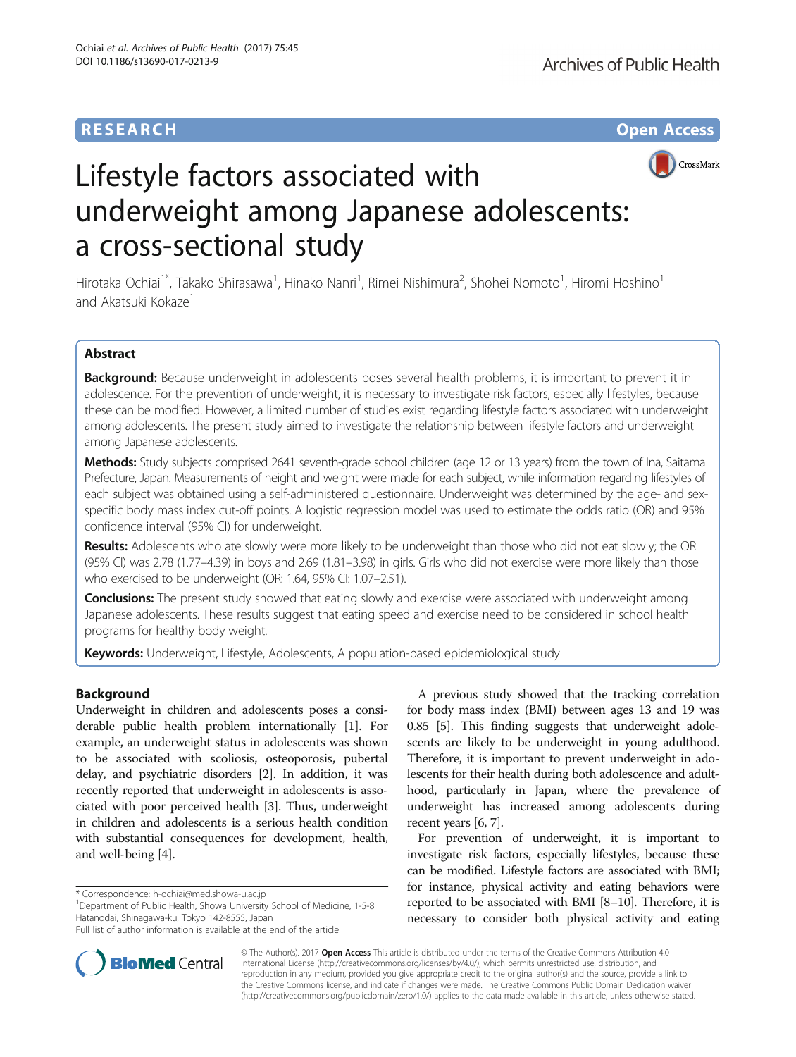RESEARCH Open Access

# Lifestyle factors associated with underweight among Japanese adolescents: a cross-sectional study

Hirotaka Ochiai[1*], Takako Shirasawa[1], Hinako Nanri[1], Rimei Nishimura[2], Shohei Nomoto[1], Hiromi Hoshino[1] and Akatsuki Kokaze[1]

## Abstract

**Background:** Because underweight in adolescents poses several health problems, it is important to prevent it in adolescence. For the prevention of underweight, it is necessary to investigate risk factors, especially lifestyles, because these can be modified. However, a limited number of studies exist regarding lifestyle factors associated with underweight among adolescents. The present study aimed to investigate the relationship between lifestyle factors and underweight among Japanese adolescents.

**Methods:** Study subjects comprised 2641 seventh-grade school children (age 12 or 13 years) from the town of Ina, Saitama Prefecture, Japan. Measurements of height and weight were made for each subject, while information regarding lifestyles of each subject was obtained using a self-administered questionnaire. Underweight was determined by the age- and sex-specific body mass index cut-off points. A logistic regression model was used to estimate the odds ratio (OR) and 95% confidence interval (95% CI) for underweight.

**Results:** Adolescents who ate slowly were more likely to be underweight than those who did not eat slowly; the OR (95% CI) was 2.78 (1.77–4.39) in boys and 2.69 (1.81–3.98) in girls. Girls who did not exercise were more likely than those who exercised to be underweight (OR: 1.64, 95% CI: 1.07–2.51).

**Conclusions:** The present study showed that eating slowly and exercise were associated with underweight among Japanese adolescents. These results suggest that eating speed and exercise need to be considered in school health programs for healthy body weight.

**Keywords:** Underweight, Lifestyle, Adolescents, A population-based epidemiological study

## Background

Underweight in children and adolescents poses a considerable public health problem internationally [1]. For example, an underweight status in adolescents was shown to be associated with scoliosis, osteoporosis, pubertal delay, and psychiatric disorders [2]. In addition, it was recently reported that underweight in adolescents is associated with poor perceived health [3]. Thus, underweight in children and adolescents is a serious health condition with substantial consequences for development, health, and well-being [4].

A previous study showed that the tracking correlation for body mass index (BMI) between ages 13 and 19 was 0.85 [5]. This finding suggests that underweight adolescents are likely to be underweight in young adulthood. Therefore, it is important to prevent underweight in adolescents for their health during both adolescence and adulthood, particularly in Japan, where the prevalence of underweight has increased among adolescents during recent years [6, 7].

For prevention of underweight, it is important to investigate risk factors, especially lifestyles, because these can be modified. Lifestyle factors are associated with BMI; for instance, physical activity and eating behaviors were reported to be associated with BMI [8–10]. Therefore, it is necessary to consider both physical activity and eating

\* Correspondence: h-ochiai@med.showa-u.ac.jp
[1]Department of Public Health, Showa University School of Medicine, 1-5-8 Hatanodai, Shinagawa-ku, Tokyo 142-8555, Japan
Full list of author information is available at the end of the article

© The Author(s). 2017 **Open Access** This article is distributed under the terms of the Creative Commons Attribution 4.0 International License (http://creativecommons.org/licenses/by/4.0/), which permits unrestricted use, distribution, and reproduction in any medium, provided you give appropriate credit to the original author(s) and the source, provide a link to the Creative Commons license, and indicate if changes were made. The Creative Commons Public Domain Dedication waiver (http://creativecommons.org/publicdomain/zero/1.0/) applies to the data made available in this article, unless otherwise stated.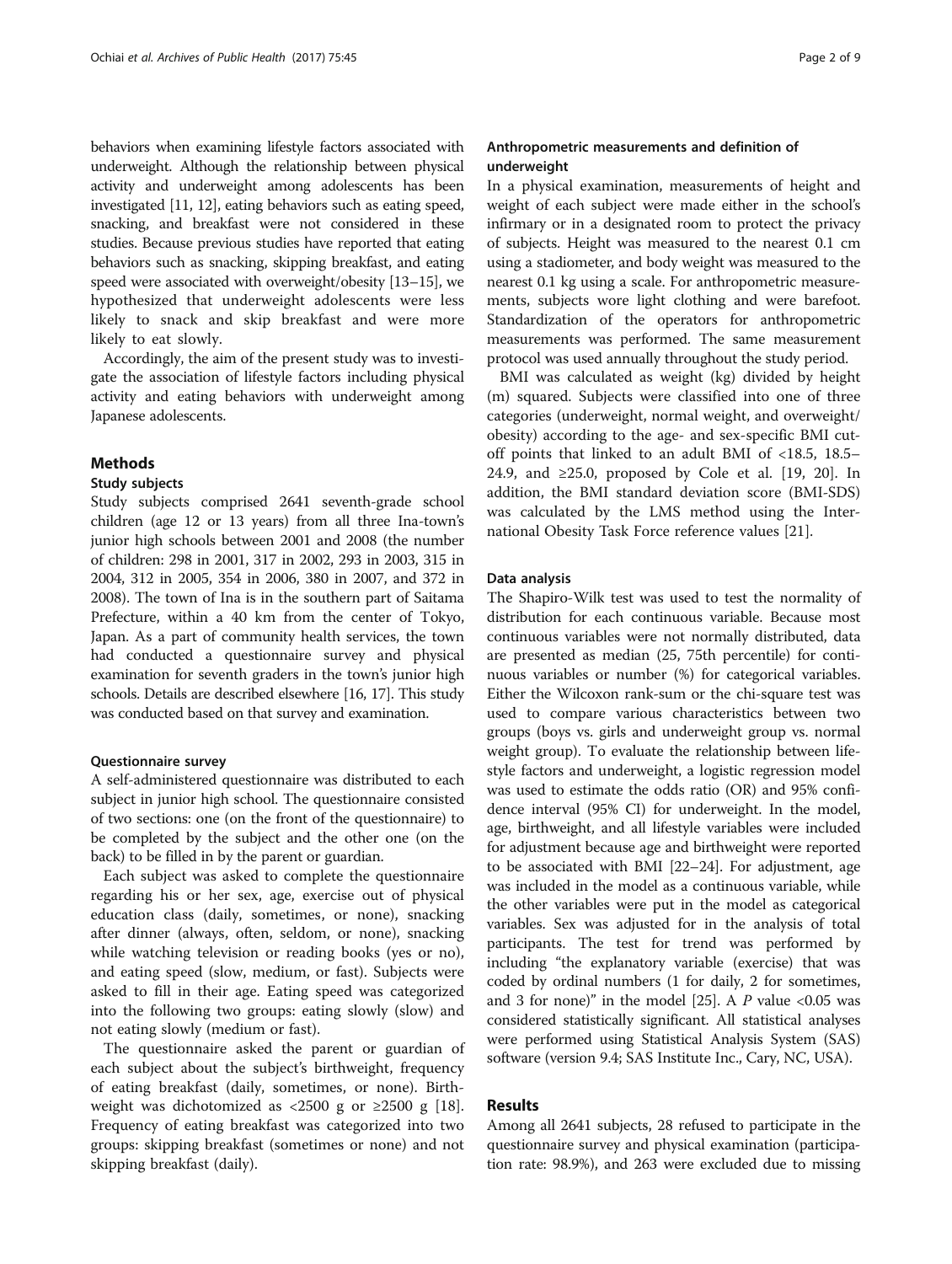behaviors when examining lifestyle factors associated with underweight. Although the relationship between physical activity and underweight among adolescents has been investigated [11, 12], eating behaviors such as eating speed, snacking, and breakfast were not considered in these studies. Because previous studies have reported that eating behaviors such as snacking, skipping breakfast, and eating speed were associated with overweight/obesity [13–15], we hypothesized that underweight adolescents were less likely to snack and skip breakfast and were more likely to eat slowly.

Accordingly, the aim of the present study was to investigate the association of lifestyle factors including physical activity and eating behaviors with underweight among Japanese adolescents.

## Methods

### Study subjects

Study subjects comprised 2641 seventh-grade school children (age 12 or 13 years) from all three Ina-town's junior high schools between 2001 and 2008 (the number of children: 298 in 2001, 317 in 2002, 293 in 2003, 315 in 2004, 312 in 2005, 354 in 2006, 380 in 2007, and 372 in 2008). The town of Ina is in the southern part of Saitama Prefecture, within a 40 km from the center of Tokyo, Japan. As a part of community health services, the town had conducted a questionnaire survey and physical examination for seventh graders in the town's junior high schools. Details are described elsewhere [16, 17]. This study was conducted based on that survey and examination.

### Questionnaire survey

A self-administered questionnaire was distributed to each subject in junior high school. The questionnaire consisted of two sections: one (on the front of the questionnaire) to be completed by the subject and the other one (on the back) to be filled in by the parent or guardian.

Each subject was asked to complete the questionnaire regarding his or her sex, age, exercise out of physical education class (daily, sometimes, or none), snacking after dinner (always, often, seldom, or none), snacking while watching television or reading books (yes or no), and eating speed (slow, medium, or fast). Subjects were asked to fill in their age. Eating speed was categorized into the following two groups: eating slowly (slow) and not eating slowly (medium or fast).

The questionnaire asked the parent or guardian of each subject about the subject's birthweight, frequency of eating breakfast (daily, sometimes, or none). Birthweight was dichotomized as <2500 g or ≥2500 g [18]. Frequency of eating breakfast was categorized into two groups: skipping breakfast (sometimes or none) and not skipping breakfast (daily).

### Anthropometric measurements and definition of underweight

In a physical examination, measurements of height and weight of each subject were made either in the school's infirmary or in a designated room to protect the privacy of subjects. Height was measured to the nearest 0.1 cm using a stadiometer, and body weight was measured to the nearest 0.1 kg using a scale. For anthropometric measurements, subjects wore light clothing and were barefoot. Standardization of the operators for anthropometric measurements was performed. The same measurement protocol was used annually throughout the study period.

BMI was calculated as weight (kg) divided by height (m) squared. Subjects were classified into one of three categories (underweight, normal weight, and overweight/obesity) according to the age- and sex-specific BMI cut-off points that linked to an adult BMI of <18.5, 18.5–24.9, and ≥25.0, proposed by Cole et al. [19, 20]. In addition, the BMI standard deviation score (BMI-SDS) was calculated by the LMS method using the International Obesity Task Force reference values [21].

### Data analysis

The Shapiro-Wilk test was used to test the normality of distribution for each continuous variable. Because most continuous variables were not normally distributed, data are presented as median (25, 75th percentile) for continuous variables or number (%) for categorical variables. Either the Wilcoxon rank-sum or the chi-square test was used to compare various characteristics between two groups (boys vs. girls and underweight group vs. normal weight group). To evaluate the relationship between lifestyle factors and underweight, a logistic regression model was used to estimate the odds ratio (OR) and 95% confidence interval (95% CI) for underweight. In the model, age, birthweight, and all lifestyle variables were included for adjustment because age and birthweight were reported to be associated with BMI [22–24]. For adjustment, age was included in the model as a continuous variable, while the other variables were put in the model as categorical variables. Sex was adjusted for in the analysis of total participants. The test for trend was performed by including "the explanatory variable (exercise) that was coded by ordinal numbers (1 for daily, 2 for sometimes, and 3 for none)" in the model [25]. A $P$ value <0.05 was considered statistically significant. All statistical analyses were performed using Statistical Analysis System (SAS) software (version 9.4; SAS Institute Inc., Cary, NC, USA).

## Results

Among all 2641 subjects, 28 refused to participate in the questionnaire survey and physical examination (participation rate: 98.9%), and 263 were excluded due to missing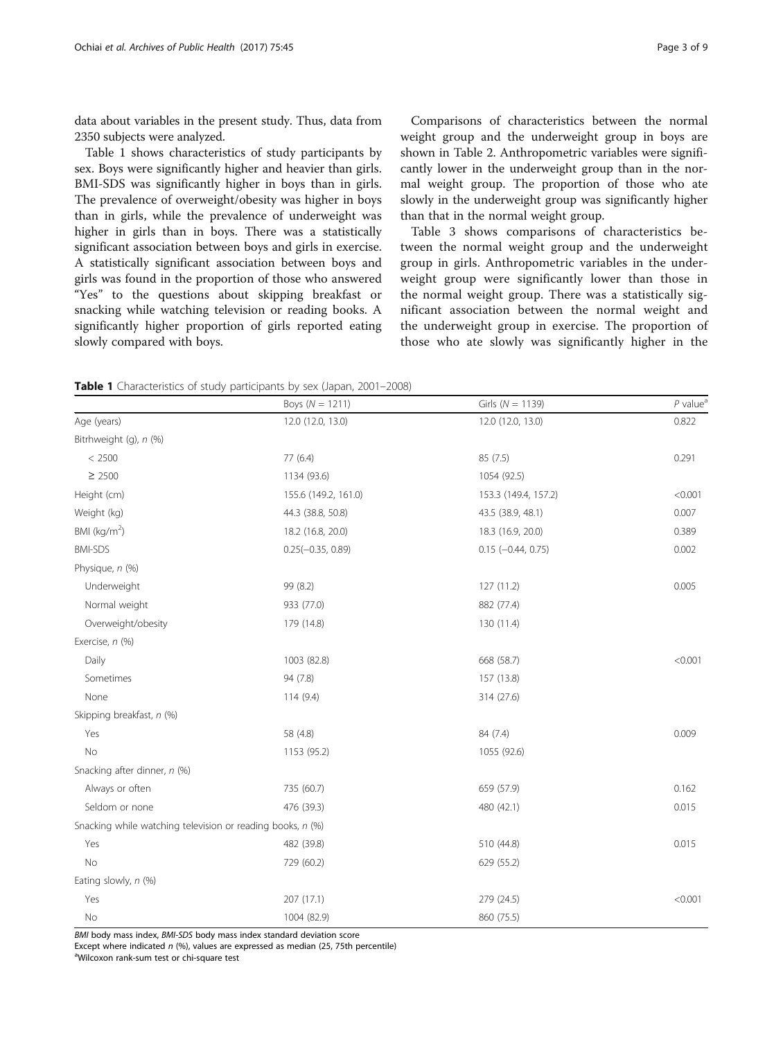data about variables in the present study. Thus, data from 2350 subjects were analyzed.

Table 1 shows characteristics of study participants by sex. Boys were significantly higher and heavier than girls. BMI-SDS was significantly higher in boys than in girls. The prevalence of overweight/obesity was higher in boys than in girls, while the prevalence of underweight was higher in girls than in boys. There was a statistically significant association between boys and girls in exercise. A statistically significant association between boys and girls was found in the proportion of those who answered "Yes" to the questions about skipping breakfast or snacking while watching television or reading books. A significantly higher proportion of girls reported eating slowly compared with boys.

Comparisons of characteristics between the normal weight group and the underweight group in boys are shown in Table 2. Anthropometric variables were significantly lower in the underweight group than in the normal weight group. The proportion of those who ate slowly in the underweight group was significantly higher than that in the normal weight group.

Table 3 shows comparisons of characteristics between the normal weight group and the underweight group in girls. Anthropometric variables in the underweight group were significantly lower than those in the normal weight group. There was a statistically significant association between the normal weight and the underweight group in exercise. The proportion of those who ate slowly was significantly higher in the

**Table 1** Characteristics of study participants by sex (Japan, 2001–2008)

| | Boys ($N$ = 1211) | Girls ($N$ = 1139) | $P$ value[a] |
|---|---|---|---|
| Age (years) | 12.0 (12.0, 13.0) | 12.0 (12.0, 13.0) | 0.822 |
| Bitrhweight (g), $n$ (%) | | | |
| < 2500 | 77 (6.4) | 85 (7.5) | 0.291 |
| ≥ 2500 | 1134 (93.6) | 1054 (92.5) | |
| Height (cm) | 155.6 (149.2, 161.0) | 153.3 (149.4, 157.2) | <0.001 |
| Weight (kg) | 44.3 (38.8, 50.8) | 43.5 (38.9, 48.1) | 0.007 |
| BMI (kg/m$^2$) | 18.2 (16.8, 20.0) | 18.3 (16.9, 20.0) | 0.389 |
| BMI-SDS | 0.25(−0.35, 0.89) | 0.15 (−0.44, 0.75) | 0.002 |
| Physique, $n$ (%) | | | |
| Underweight | 99 (8.2) | 127 (11.2) | 0.005 |
| Normal weight | 933 (77.0) | 882 (77.4) | |
| Overweight/obesity | 179 (14.8) | 130 (11.4) | |
| Exercise, $n$ (%) | | | |
| Daily | 1003 (82.8) | 668 (58.7) | <0.001 |
| Sometimes | 94 (7.8) | 157 (13.8) | |
| None | 114 (9.4) | 314 (27.6) | |
| Skipping breakfast, $n$ (%) | | | |
| Yes | 58 (4.8) | 84 (7.4) | 0.009 |
| No | 1153 (95.2) | 1055 (92.6) | |
| Snacking after dinner, $n$ (%) | | | |
| Always or often | 735 (60.7) | 659 (57.9) | 0.162 |
| Seldom or none | 476 (39.3) | 480 (42.1) | 0.015 |
| Snacking while watching television or reading books, $n$ (%) | | | |
| Yes | 482 (39.8) | 510 (44.8) | 0.015 |
| No | 729 (60.2) | 629 (55.2) | |
| Eating slowly, $n$ (%) | | | |
| Yes | 207 (17.1) | 279 (24.5) | <0.001 |
| No | 1004 (82.9) | 860 (75.5) | |

*BMI* body mass index, *BMI-SDS* body mass index standard deviation score

Except where indicated $n$ (%), values are expressed as median (25, 75th percentile)

[a]Wilcoxon rank-sum test or chi-square test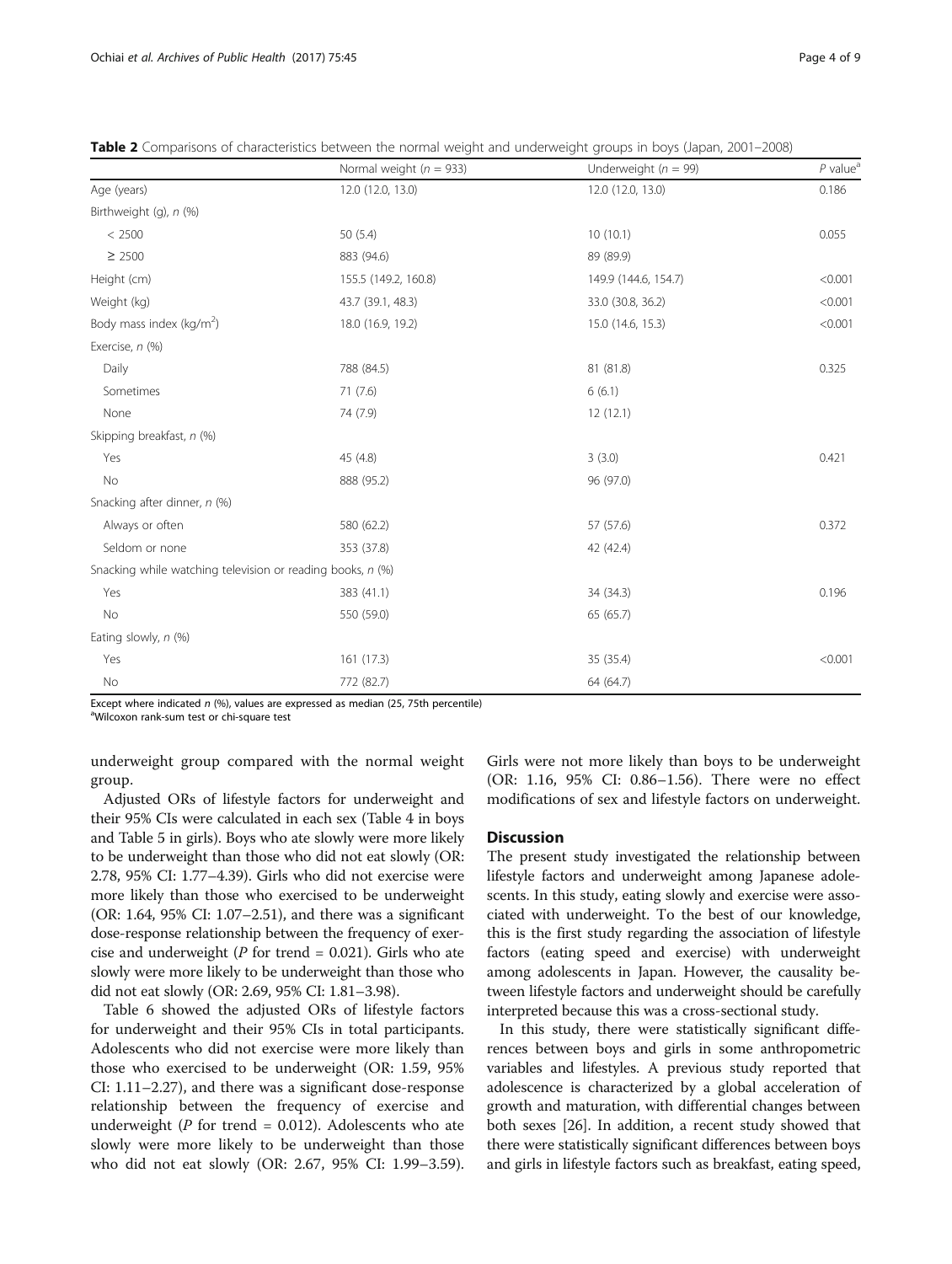**Table 2** Comparisons of characteristics between the normal weight and underweight groups in boys (Japan, 2001–2008)

| | Normal weight ($n$ = 933) | Underweight ($n$ = 99) | $P$ value[a] |
|---|---|---|---|
| Age (years) | 12.0 (12.0, 13.0) | 12.0 (12.0, 13.0) | 0.186 |
| Birthweight (g), $n$ (%) | | | |
| < 2500 | 50 (5.4) | 10 (10.1) | 0.055 |
| ≥ 2500 | 883 (94.6) | 89 (89.9) | |
| Height (cm) | 155.5 (149.2, 160.8) | 149.9 (144.6, 154.7) | <0.001 |
| Weight (kg) | 43.7 (39.1, 48.3) | 33.0 (30.8, 36.2) | <0.001 |
| Body mass index (kg/m$^2$) | 18.0 (16.9, 19.2) | 15.0 (14.6, 15.3) | <0.001 |
| Exercise, $n$ (%) | | | |
| Daily | 788 (84.5) | 81 (81.8) | 0.325 |
| Sometimes | 71 (7.6) | 6 (6.1) | |
| None | 74 (7.9) | 12 (12.1) | |
| Skipping breakfast, $n$ (%) | | | |
| Yes | 45 (4.8) | 3 (3.0) | 0.421 |
| No | 888 (95.2) | 96 (97.0) | |
| Snacking after dinner, $n$ (%) | | | |
| Always or often | 580 (62.2) | 57 (57.6) | 0.372 |
| Seldom or none | 353 (37.8) | 42 (42.4) | |
| Snacking while watching television or reading books, $n$ (%) | | | |
| Yes | 383 (41.1) | 34 (34.3) | 0.196 |
| No | 550 (59.0) | 65 (65.7) | |
| Eating slowly, $n$ (%) | | | |
| Yes | 161 (17.3) | 35 (35.4) | <0.001 |
| No | 772 (82.7) | 64 (64.7) | |

Except where indicated $n$ (%), values are expressed as median (25, 75th percentile)
[a]Wilcoxon rank-sum test or chi-square test

underweight group compared with the normal weight group.

Adjusted ORs of lifestyle factors for underweight and their 95% CIs were calculated in each sex (Table 4 in boys and Table 5 in girls). Boys who ate slowly were more likely to be underweight than those who did not eat slowly (OR: 2.78, 95% CI: 1.77–4.39). Girls who did not exercise were more likely than those who exercised to be underweight (OR: 1.64, 95% CI: 1.07–2.51), and there was a significant dose-response relationship between the frequency of exercise and underweight ($P$ for trend = 0.021). Girls who ate slowly were more likely to be underweight than those who did not eat slowly (OR: 2.69, 95% CI: 1.81–3.98).

Table 6 showed the adjusted ORs of lifestyle factors for underweight and their 95% CIs in total participants. Adolescents who did not exercise were more likely than those who exercised to be underweight (OR: 1.59, 95% CI: 1.11–2.27), and there was a significant dose-response relationship between the frequency of exercise and underweight ($P$ for trend = 0.012). Adolescents who ate slowly were more likely to be underweight than those who did not eat slowly (OR: 2.67, 95% CI: 1.99–3.59). Girls were not more likely than boys to be underweight (OR: 1.16, 95% CI: 0.86–1.56). There were no effect modifications of sex and lifestyle factors on underweight.

## Discussion

The present study investigated the relationship between lifestyle factors and underweight among Japanese adolescents. In this study, eating slowly and exercise were associated with underweight. To the best of our knowledge, this is the first study regarding the association of lifestyle factors (eating speed and exercise) with underweight among adolescents in Japan. However, the causality between lifestyle factors and underweight should be carefully interpreted because this was a cross-sectional study.

In this study, there were statistically significant differences between boys and girls in some anthropometric variables and lifestyles. A previous study reported that adolescence is characterized by a global acceleration of growth and maturation, with differential changes between both sexes [26]. In addition, a recent study showed that there were statistically significant differences between boys and girls in lifestyle factors such as breakfast, eating speed,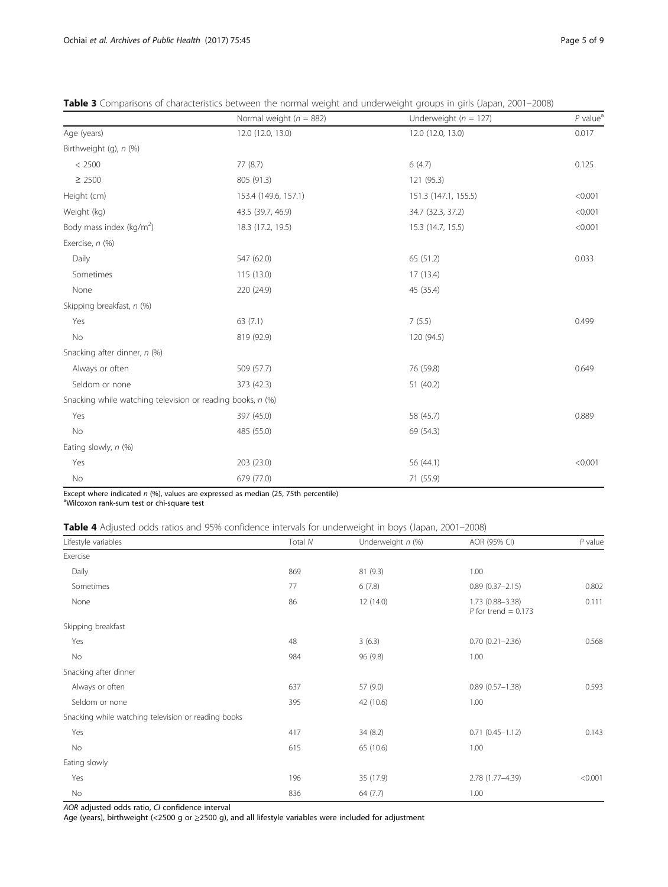**Table 3** Comparisons of characteristics between the normal weight and underweight groups in girls (Japan, 2001–2008)

| | Normal weight (*n* = 882) | Underweight (*n* = 127) | *P* value[a] |
|---|---|---|---|
| Age (years) | 12.0 (12.0, 13.0) | 12.0 (12.0, 13.0) | 0.017 |
| Birthweight (g), *n* (%) | | | |
| < 2500 | 77 (8.7) | 6 (4.7) | 0.125 |
| ≥ 2500 | 805 (91.3) | 121 (95.3) | |
| Height (cm) | 153.4 (149.6, 157.1) | 151.3 (147.1, 155.5) | <0.001 |
| Weight (kg) | 43.5 (39.7, 46.9) | 34.7 (32.3, 37.2) | <0.001 |
| Body mass index (kg/m$^2$) | 18.3 (17.2, 19.5) | 15.3 (14.7, 15.5) | <0.001 |
| Exercise, *n* (%) | | | |
| Daily | 547 (62.0) | 65 (51.2) | 0.033 |
| Sometimes | 115 (13.0) | 17 (13.4) | |
| None | 220 (24.9) | 45 (35.4) | |
| Skipping breakfast, *n* (%) | | | |
| Yes | 63 (7.1) | 7 (5.5) | 0.499 |
| No | 819 (92.9) | 120 (94.5) | |
| Snacking after dinner, *n* (%) | | | |
| Always or often | 509 (57.7) | 76 (59.8) | 0.649 |
| Seldom or none | 373 (42.3) | 51 (40.2) | |
| Snacking while watching television or reading books, *n* (%) | | | |
| Yes | 397 (45.0) | 58 (45.7) | 0.889 |
| No | 485 (55.0) | 69 (54.3) | |
| Eating slowly, *n* (%) | | | |
| Yes | 203 (23.0) | 56 (44.1) | <0.001 |
| No | 679 (77.0) | 71 (55.9) | |

Except where indicated *n* (%), values are expressed as median (25, 75th percentile)
[a]Wilcoxon rank-sum test or chi-square test

**Table 4** Adjusted odds ratios and 95% confidence intervals for underweight in boys (Japan, 2001–2008)

| Lifestyle variables | Total *N* | Underweight *n* (%) | AOR (95% CI) | *P* value |
|---|---|---|---|---|
| Exercise | | | | |
| Daily | 869 | 81 (9.3) | 1.00 | |
| Sometimes | 77 | 6 (7.8) | 0.89 (0.37–2.15) | 0.802 |
| None | 86 | 12 (14.0) | 1.73 (0.88–3.38) *P* for trend = 0.173 | 0.111 |
| Skipping breakfast | | | | |
| Yes | 48 | 3 (6.3) | 0.70 (0.21–2.36) | 0.568 |
| No | 984 | 96 (9.8) | 1.00 | |
| Snacking after dinner | | | | |
| Always or often | 637 | 57 (9.0) | 0.89 (0.57–1.38) | 0.593 |
| Seldom or none | 395 | 42 (10.6) | 1.00 | |
| Snacking while watching television or reading books | | | | |
| Yes | 417 | 34 (8.2) | 0.71 (0.45–1.12) | 0.143 |
| No | 615 | 65 (10.6) | 1.00 | |
| Eating slowly | | | | |
| Yes | 196 | 35 (17.9) | 2.78 (1.77–4.39) | <0.001 |
| No | 836 | 64 (7.7) | 1.00 | |

*AOR* adjusted odds ratio, *CI* confidence interval
Age (years), birthweight (<2500 g or ≥2500 g), and all lifestyle variables were included for adjustment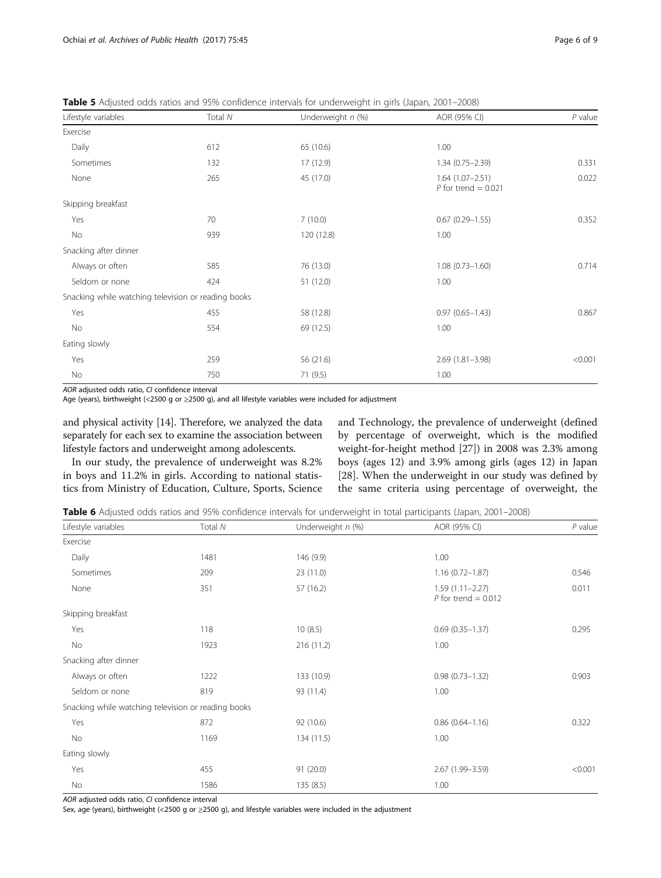**Table 5** Adjusted odds ratios and 95% confidence intervals for underweight in girls (Japan, 2001–2008)

| Lifestyle variables | Total *N* | Underweight *n* (%) | AOR (95% CI) | *P* value |
|---|---|---|---|---|
| Exercise | | | | |
| Daily | 612 | 65 (10.6) | 1.00 | |
| Sometimes | 132 | 17 (12.9) | 1.34 (0.75–2.39) | 0.331 |
| None | 265 | 45 (17.0) | 1.64 (1.07–2.51) *P* for trend = 0.021 | 0.022 |
| Skipping breakfast | | | | |
| Yes | 70 | 7 (10.0) | 0.67 (0.29–1.55) | 0.352 |
| No | 939 | 120 (12.8) | 1.00 | |
| Snacking after dinner | | | | |
| Always or often | 585 | 76 (13.0) | 1.08 (0.73–1.60) | 0.714 |
| Seldom or none | 424 | 51 (12.0) | 1.00 | |
| Snacking while watching television or reading books | | | | |
| Yes | 455 | 58 (12.8) | 0.97 (0.65–1.43) | 0.867 |
| No | 554 | 69 (12.5) | 1.00 | |
| Eating slowly | | | | |
| Yes | 259 | 56 (21.6) | 2.69 (1.81–3.98) | <0.001 |
| No | 750 | 71 (9.5) | 1.00 | |

*AOR* adjusted odds ratio, *CI* confidence interval
Age (years), birthweight (<2500 g or ≥2500 g), and all lifestyle variables were included for adjustment

and physical activity [14]. Therefore, we analyzed the data separately for each sex to examine the association between lifestyle factors and underweight among adolescents.

In our study, the prevalence of underweight was 8.2% in boys and 11.2% in girls. According to national statistics from Ministry of Education, Culture, Sports, Science and Technology, the prevalence of underweight (defined by percentage of overweight, which is the modified weight-for-height method [27]) in 2008 was 2.3% among boys (ages 12) and 3.9% among girls (ages 12) in Japan [28]. When the underweight in our study was defined by the same criteria using percentage of overweight, the

**Table 6** Adjusted odds ratios and 95% confidence intervals for underweight in total participants (Japan, 2001–2008)

| Lifestyle variables | Total *N* | Underweight *n* (%) | AOR (95% CI) | *P* value |
|---|---|---|---|---|
| Exercise | | | | |
| Daily | 1481 | 146 (9.9) | 1.00 | |
| Sometimes | 209 | 23 (11.0) | 1.16 (0.72–1.87) | 0.546 |
| None | 351 | 57 (16.2) | 1.59 (1.11–2.27) *P* for trend = 0.012 | 0.011 |
| Skipping breakfast | | | | |
| Yes | 118 | 10 (8.5) | 0.69 (0.35–1.37) | 0.295 |
| No | 1923 | 216 (11.2) | 1.00 | |
| Snacking after dinner | | | | |
| Always or often | 1222 | 133 (10.9) | 0.98 (0.73–1.32) | 0.903 |
| Seldom or none | 819 | 93 (11.4) | 1.00 | |
| Snacking while watching television or reading books | | | | |
| Yes | 872 | 92 (10.6) | 0.86 (0.64–1.16) | 0.322 |
| No | 1169 | 134 (11.5) | 1.00 | |
| Eating slowly | | | | |
| Yes | 455 | 91 (20.0) | 2.67 (1.99–3.59) | <0.001 |
| No | 1586 | 135 (8.5) | 1.00 | |

*AOR* adjusted odds ratio, *CI* confidence interval
Sex, age (years), birthweight (<2500 g or ≥2500 g), and lifestyle variables were included in the adjustment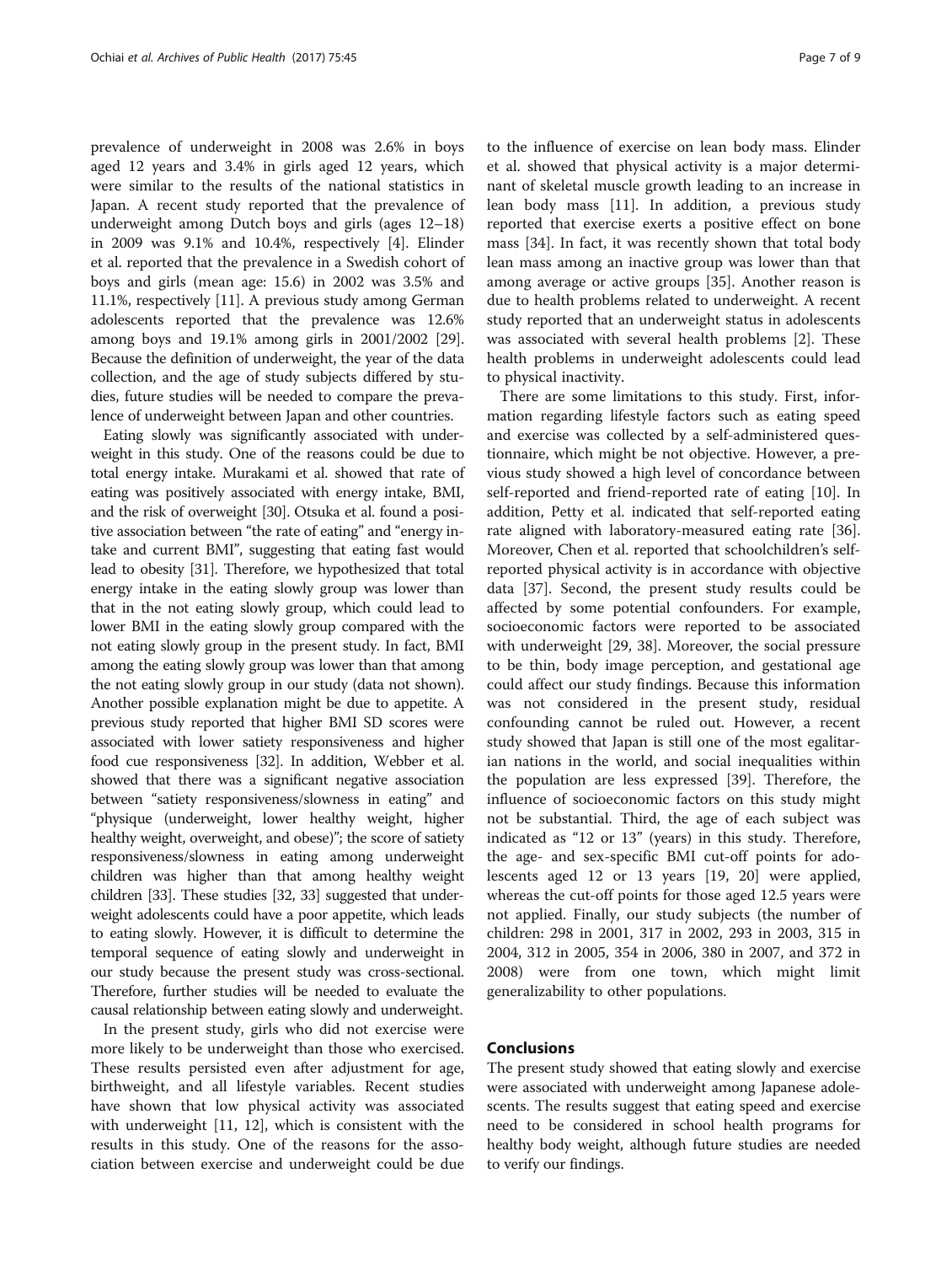prevalence of underweight in 2008 was 2.6% in boys aged 12 years and 3.4% in girls aged 12 years, which were similar to the results of the national statistics in Japan. A recent study reported that the prevalence of underweight among Dutch boys and girls (ages 12–18) in 2009 was 9.1% and 10.4%, respectively [4]. Elinder et al. reported that the prevalence in a Swedish cohort of boys and girls (mean age: 15.6) in 2002 was 3.5% and 11.1%, respectively [11]. A previous study among German adolescents reported that the prevalence was 12.6% among boys and 19.1% among girls in 2001/2002 [29]. Because the definition of underweight, the year of the data collection, and the age of study subjects differed by studies, future studies will be needed to compare the prevalence of underweight between Japan and other countries.

Eating slowly was significantly associated with underweight in this study. One of the reasons could be due to total energy intake. Murakami et al. showed that rate of eating was positively associated with energy intake, BMI, and the risk of overweight [30]. Otsuka et al. found a positive association between "the rate of eating" and "energy intake and current BMI", suggesting that eating fast would lead to obesity [31]. Therefore, we hypothesized that total energy intake in the eating slowly group was lower than that in the not eating slowly group, which could lead to lower BMI in the eating slowly group compared with the not eating slowly group in the present study. In fact, BMI among the eating slowly group was lower than that among the not eating slowly group in our study (data not shown). Another possible explanation might be due to appetite. A previous study reported that higher BMI SD scores were associated with lower satiety responsiveness and higher food cue responsiveness [32]. In addition, Webber et al. showed that there was a significant negative association between "satiety responsiveness/slowness in eating" and "physique (underweight, lower healthy weight, higher healthy weight, overweight, and obese)"; the score of satiety responsiveness/slowness in eating among underweight children was higher than that among healthy weight children [33]. These studies [32, 33] suggested that underweight adolescents could have a poor appetite, which leads to eating slowly. However, it is difficult to determine the temporal sequence of eating slowly and underweight in our study because the present study was cross-sectional. Therefore, further studies will be needed to evaluate the causal relationship between eating slowly and underweight.

In the present study, girls who did not exercise were more likely to be underweight than those who exercised. These results persisted even after adjustment for age, birthweight, and all lifestyle variables. Recent studies have shown that low physical activity was associated with underweight [11, 12], which is consistent with the results in this study. One of the reasons for the association between exercise and underweight could be due to the influence of exercise on lean body mass. Elinder et al. showed that physical activity is a major determinant of skeletal muscle growth leading to an increase in lean body mass [11]. In addition, a previous study reported that exercise exerts a positive effect on bone mass [34]. In fact, it was recently shown that total body lean mass among an inactive group was lower than that among average or active groups [35]. Another reason is due to health problems related to underweight. A recent study reported that an underweight status in adolescents was associated with several health problems [2]. These health problems in underweight adolescents could lead to physical inactivity.

There are some limitations to this study. First, information regarding lifestyle factors such as eating speed and exercise was collected by a self-administered questionnaire, which might be not objective. However, a previous study showed a high level of concordance between self-reported and friend-reported rate of eating [10]. In addition, Petty et al. indicated that self-reported eating rate aligned with laboratory-measured eating rate [36]. Moreover, Chen et al. reported that schoolchildren's self-reported physical activity is in accordance with objective data [37]. Second, the present study results could be affected by some potential confounders. For example, socioeconomic factors were reported to be associated with underweight [29, 38]. Moreover, the social pressure to be thin, body image perception, and gestational age could affect our study findings. Because this information was not considered in the present study, residual confounding cannot be ruled out. However, a recent study showed that Japan is still one of the most egalitarian nations in the world, and social inequalities within the population are less expressed [39]. Therefore, the influence of socioeconomic factors on this study might not be substantial. Third, the age of each subject was indicated as "12 or 13" (years) in this study. Therefore, the age- and sex-specific BMI cut-off points for adolescents aged 12 or 13 years [19, 20] were applied, whereas the cut-off points for those aged 12.5 years were not applied. Finally, our study subjects (the number of children: 298 in 2001, 317 in 2002, 293 in 2003, 315 in 2004, 312 in 2005, 354 in 2006, 380 in 2007, and 372 in 2008) were from one town, which might limit generalizability to other populations.

## Conclusions

The present study showed that eating slowly and exercise were associated with underweight among Japanese adolescents. The results suggest that eating speed and exercise need to be considered in school health programs for healthy body weight, although future studies are needed to verify our findings.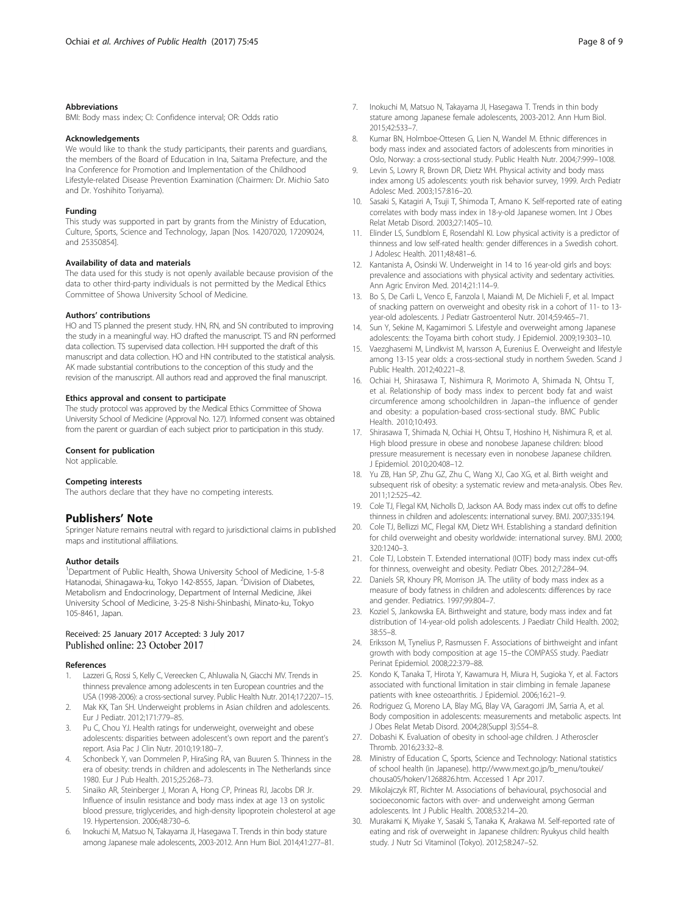### Abbreviations

BMI: Body mass index; CI: Confidence interval; OR: Odds ratio

### Acknowledgements

We would like to thank the study participants, their parents and guardians, the members of the Board of Education in Ina, Saitama Prefecture, and the Ina Conference for Promotion and Implementation of the Childhood Lifestyle-related Disease Prevention Examination (Chairmen: Dr. Michio Sato and Dr. Yoshihito Toriyama).

### Funding

This study was supported in part by grants from the Ministry of Education, Culture, Sports, Science and Technology, Japan [Nos. 14207020, 17209024, and 25350854].

### Availability of data and materials

The data used for this study is not openly available because provision of the data to other third-party individuals is not permitted by the Medical Ethics Committee of Showa University School of Medicine.

### Authors' contributions

HO and TS planned the present study. HN, RN, and SN contributed to improving the study in a meaningful way. HO drafted the manuscript. TS and RN performed data collection. TS supervised data collection. HH supported the draft of this manuscript and data collection. HO and HN contributed to the statistical analysis. AK made substantial contributions to the conception of this study and the revision of the manuscript. All authors read and approved the final manuscript.

### Ethics approval and consent to participate

The study protocol was approved by the Medical Ethics Committee of Showa University School of Medicine (Approval No. 127). Informed consent was obtained from the parent or guardian of each subject prior to participation in this study.

### Consent for publication

Not applicable.

### Competing interests

The authors declare that they have no competing interests.

## Publishers' Note

Springer Nature remains neutral with regard to jurisdictional claims in published maps and institutional affiliations.

### Author details

[1]Department of Public Health, Showa University School of Medicine, 1-5-8 Hatanodai, Shinagawa-ku, Tokyo 142-8555, Japan. [2]Division of Diabetes, Metabolism and Endocrinology, Department of Internal Medicine, Jikei University School of Medicine, 3-25-8 Nishi-Shinbashi, Minato-ku, Tokyo 105-8461, Japan.

Received: 25 January 2017 Accepted: 3 July 2017
Published online: 23 October 2017

### References

1. Lazzeri G, Rossi S, Kelly C, Vereecken C, Ahluwalia N, Giacchi MV. Trends in thinness prevalence among adolescents in ten European countries and the USA (1998-2006): a cross-sectional survey. Public Health Nutr. 2014;17:2207–15.
2. Mak KK, Tan SH. Underweight problems in Asian children and adolescents. Eur J Pediatr. 2012;171:779–85.
3. Pu C, Chou YJ. Health ratings for underweight, overweight and obese adolescents: disparities between adolescent's own report and the parent's report. Asia Pac J Clin Nutr. 2010;19:180–7.
4. Schonbeck Y, van Dommelen P, HiraSing RA, van Buuren S. Thinness in the era of obesity: trends in children and adolescents in The Netherlands since 1980. Eur J Pub Health. 2015;25:268–73.
5. Sinaiko AR, Steinberger J, Moran A, Hong CP, Prineas RJ, Jacobs DR Jr. Influence of insulin resistance and body mass index at age 13 on systolic blood pressure, triglycerides, and high-density lipoprotein cholesterol at age 19. Hypertension. 2006;48:730–6.
6. Inokuchi M, Matsuo N, Takayama JI, Hasegawa T. Trends in thin body stature among Japanese male adolescents, 2003-2012. Ann Hum Biol. 2014;41:277–81.
7. Inokuchi M, Matsuo N, Takayama JI, Hasegawa T. Trends in thin body stature among Japanese female adolescents, 2003-2012. Ann Hum Biol. 2015;42:533–7.
8. Kumar BN, Holmboe-Ottesen G, Lien N, Wandel M. Ethnic differences in body mass index and associated factors of adolescents from minorities in Oslo, Norway: a cross-sectional study. Public Health Nutr. 2004;7:999–1008.
9. Levin S, Lowry R, Brown DR, Dietz WH. Physical activity and body mass index among US adolescents: youth risk behavior survey, 1999. Arch Pediatr Adolesc Med. 2003;157:816–20.
10. Sasaki S, Katagiri A, Tsuji T, Shimoda T, Amano K. Self-reported rate of eating correlates with body mass index in 18-y-old Japanese women. Int J Obes Relat Metab Disord. 2003;27:1405–10.
11. Elinder LS, Sundblom E, Rosendahl KI. Low physical activity is a predictor of thinness and low self-rated health: gender differences in a Swedish cohort. J Adolesc Health. 2011;48:481–6.
12. Kantanista A, Osinski W. Underweight in 14 to 16 year-old girls and boys: prevalence and associations with physical activity and sedentary activities. Ann Agric Environ Med. 2014;21:114–9.
13. Bo S, De Carli L, Venco E, Fanzola I, Maiandi M, De Michieli F, et al. Impact of snacking pattern on overweight and obesity risk in a cohort of 11- to 13-year-old adolescents. J Pediatr Gastroenterol Nutr. 2014;59:465–71.
14. Sun Y, Sekine M, Kagamimori S. Lifestyle and overweight among Japanese adolescents: the Toyama birth cohort study. J Epidemiol. 2009;19:303–10.
15. Vaezghasemi M, Lindkvist M, Ivarsson A, Eurenius E. Overweight and lifestyle among 13-15 year olds: a cross-sectional study in northern Sweden. Scand J Public Health. 2012;40:221–8.
16. Ochiai H, Shirasawa T, Nishimura R, Morimoto A, Shimada N, Ohtsu T, et al. Relationship of body mass index to percent body fat and waist circumference among schoolchildren in Japan–the influence of gender and obesity: a population-based cross-sectional study. BMC Public Health. 2010;10:493.
17. Shirasawa T, Shimada N, Ochiai H, Ohtsu T, Hoshino H, Nishimura R, et al. High blood pressure in obese and nonobese Japanese children: blood pressure measurement is necessary even in nonobese Japanese children. J Epidemiol. 2010;20:408–12.
18. Yu ZB, Han SP, Zhu GZ, Zhu C, Wang XJ, Cao XG, et al. Birth weight and subsequent risk of obesity: a systematic review and meta-analysis. Obes Rev. 2011;12:525–42.
19. Cole TJ, Flegal KM, Nicholls D, Jackson AA. Body mass index cut offs to define thinness in children and adolescents: international survey. BMJ. 2007;335:194.
20. Cole TJ, Bellizzi MC, Flegal KM, Dietz WH. Establishing a standard definition for child overweight and obesity worldwide: international survey. BMJ. 2000; 320:1240–3.
21. Cole TJ, Lobstein T. Extended international (IOTF) body mass index cut-offs for thinness, overweight and obesity. Pediatr Obes. 2012;7:284–94.
22. Daniels SR, Khoury PR, Morrison JA. The utility of body mass index as a measure of body fatness in children and adolescents: differences by race and gender. Pediatrics. 1997;99:804–7.
23. Koziel S, Jankowska EA. Birthweight and stature, body mass index and fat distribution of 14-year-old polish adolescents. J Paediatr Child Health. 2002; 38:55–8.
24. Eriksson M, Tynelius P, Rasmussen F. Associations of birthweight and infant growth with body composition at age 15–the COMPASS study. Paediatr Perinat Epidemiol. 2008;22:379–88.
25. Kondo K, Tanaka T, Hirota Y, Kawamura H, Miura H, Sugioka Y, et al. Factors associated with functional limitation in stair climbing in female Japanese patients with knee osteoarthritis. J Epidemiol. 2006;16:21–9.
26. Rodriguez G, Moreno LA, Blay MG, Blay VA, Garagorri JM, Sarria A, et al. Body composition in adolescents: measurements and metabolic aspects. Int J Obes Relat Metab Disord. 2004;28(Suppl 3):S54–8.
27. Dobashi K. Evaluation of obesity in school-age children. J Atheroscler Thromb. 2016;23:32–8.
28. Ministry of Education C, Sports, Science and Technology: National statistics of school health (in Japanese). http://www.mext.go.jp/b_menu/toukei/chousa05/hoken/1268826.htm. Accessed 1 Apr 2017.
29. Mikolajczyk RT, Richter M. Associations of behavioural, psychosocial and socioeconomic factors with over- and underweight among German adolescents. Int J Public Health. 2008;53:214–20.
30. Murakami K, Miyake Y, Sasaki S, Tanaka K, Arakawa M. Self-reported rate of eating and risk of overweight in Japanese children: Ryukyus child health study. J Nutr Sci Vitaminol (Tokyo). 2012;58:247–52.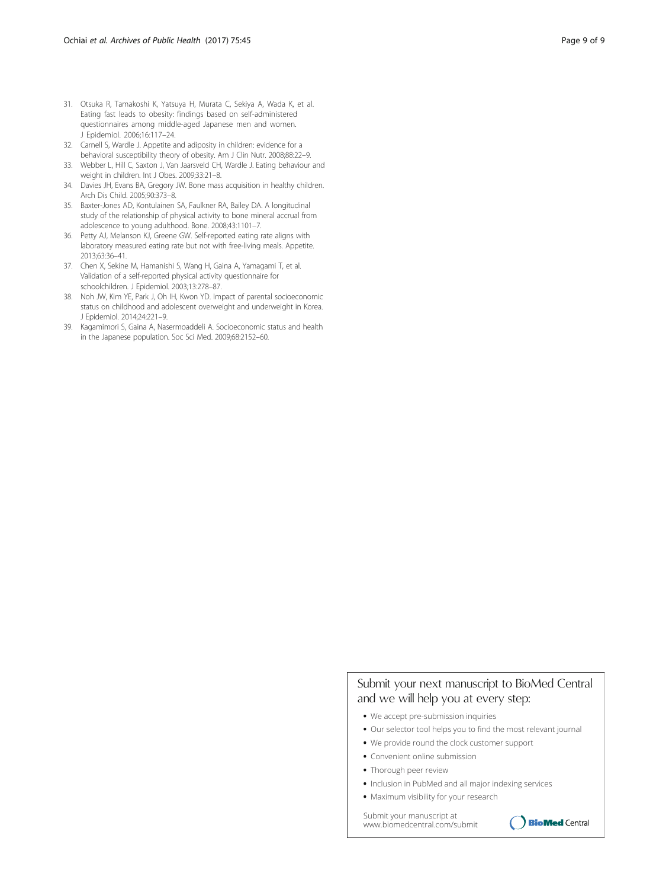31. Otsuka R, Tamakoshi K, Yatsuya H, Murata C, Sekiya A, Wada K, et al. Eating fast leads to obesity: findings based on self-administered questionnaires among middle-aged Japanese men and women. J Epidemiol. 2006;16:117–24.
32. Carnell S, Wardle J. Appetite and adiposity in children: evidence for a behavioral susceptibility theory of obesity. Am J Clin Nutr. 2008;88:22–9.
33. Webber L, Hill C, Saxton J, Van Jaarsveld CH, Wardle J. Eating behaviour and weight in children. Int J Obes. 2009;33:21–8.
34. Davies JH, Evans BA, Gregory JW. Bone mass acquisition in healthy children. Arch Dis Child. 2005;90:373–8.
35. Baxter-Jones AD, Kontulainen SA, Faulkner RA, Bailey DA. A longitudinal study of the relationship of physical activity to bone mineral accrual from adolescence to young adulthood. Bone. 2008;43:1101–7.
36. Petty AJ, Melanson KJ, Greene GW. Self-reported eating rate aligns with laboratory measured eating rate but not with free-living meals. Appetite. 2013;63:36–41.
37. Chen X, Sekine M, Hamanishi S, Wang H, Gaina A, Yamagami T, et al. Validation of a self-reported physical activity questionnaire for schoolchildren. J Epidemiol. 2003;13:278–87.
38. Noh JW, Kim YE, Park J, Oh IH, Kwon YD. Impact of parental socioeconomic status on childhood and adolescent overweight and underweight in Korea. J Epidemiol. 2014;24:221–9.
39. Kagamimori S, Gaina A, Nasermoaddeli A. Socioeconomic status and health in the Japanese population. Soc Sci Med. 2009;68:2152–60.

Submit your next manuscript to BioMed Central and we will help you at every step:

- We accept pre-submission inquiries
- Our selector tool helps you to find the most relevant journal
- We provide round the clock customer support
- Convenient online submission
- Thorough peer review
- Inclusion in PubMed and all major indexing services
- Maximum visibility for your research

Submit your manuscript at www.biomedcentral.com/submit

BioMed Central